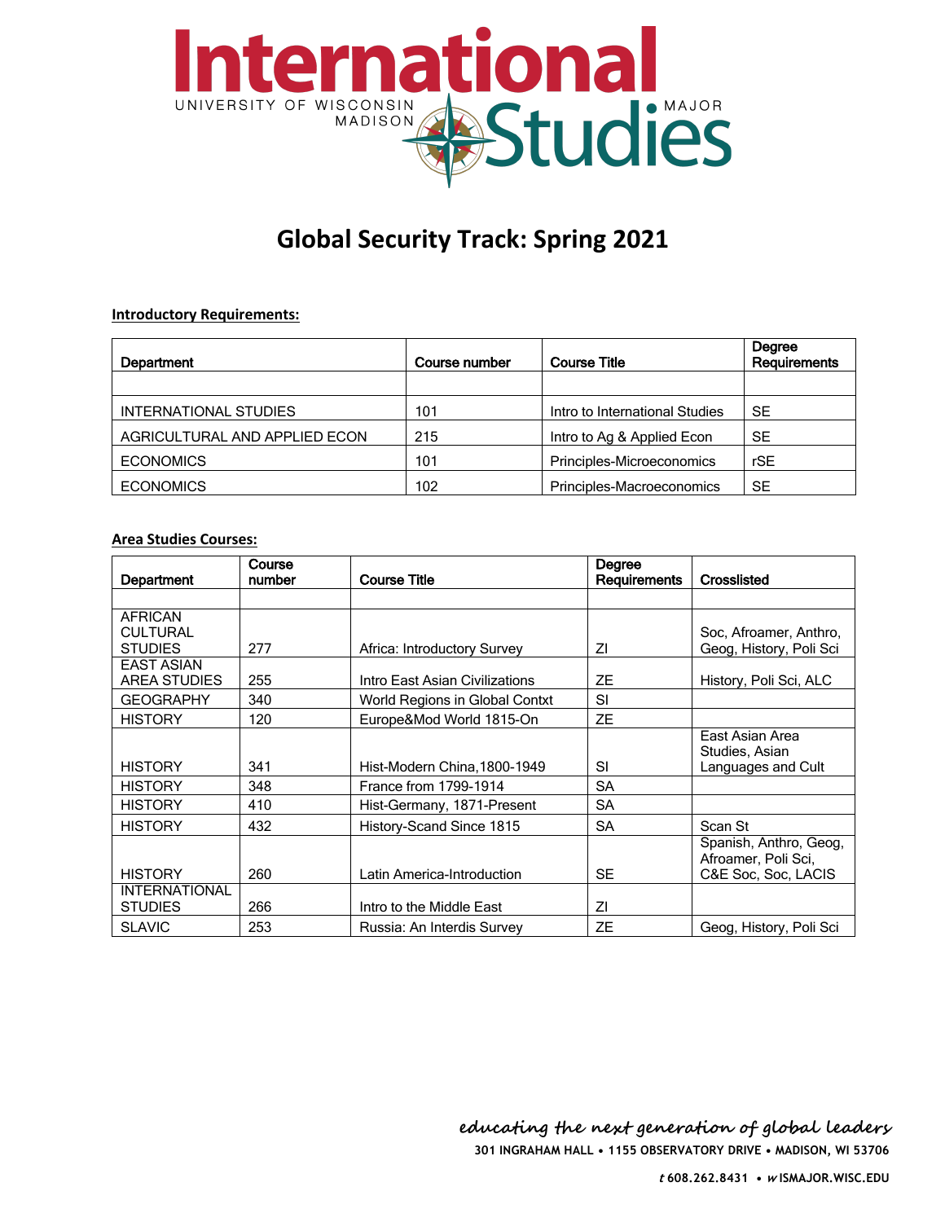# International Studies

UNIVERSITY OF WISCONSIN MADISON · MAJOR

## Global Security Track: Spring 2021

**Introductory Requirements:**

| Department | Course number | Course Title | Degree Requirements |
|---|---|---|---|
| | | | |
| INTERNATIONAL STUDIES | 101 | Intro to International Studies | SE |
| AGRICULTURAL AND APPLIED ECON | 215 | Intro to Ag & Applied Econ | SE |
| ECONOMICS | 101 | Principles-Microeconomics | rSE |
| ECONOMICS | 102 | Principles-Macroeconomics | SE |

**Area Studies Courses:**

| Department | Course number | Course Title | Degree Requirements | Crosslisted |
|---|---|---|---|---|
| | | | | |
| AFRICAN CULTURAL STUDIES | 277 | Africa: Introductory Survey | ZI | Soc, Afroamer, Anthro, Geog, History, Poli Sci |
| EAST ASIAN AREA STUDIES | 255 | Intro East Asian Civilizations | ZE | History, Poli Sci, ALC |
| GEOGRAPHY | 340 | World Regions in Global Contxt | SI | |
| HISTORY | 120 | Europe&Mod World 1815-On | ZE | |
| HISTORY | 341 | Hist-Modern China,1800-1949 | SI | East Asian Area Studies, Asian Languages and Cult |
| HISTORY | 348 | France from 1799-1914 | SA | |
| HISTORY | 410 | Hist-Germany, 1871-Present | SA | |
| HISTORY | 432 | History-Scand Since 1815 | SA | Scan St |
| HISTORY | 260 | Latin America-Introduction | SE | Spanish, Anthro, Geog, Afroamer, Poli Sci, C&E Soc, Soc, LACIS |
| INTERNATIONAL STUDIES | 266 | Intro to the Middle East | ZI | |
| SLAVIC | 253 | Russia: An Interdis Survey | ZE | Geog, History, Poli Sci |

*educating the next generation of global leaders*

**301 INGRAHAM HALL • 1155 OBSERVATORY DRIVE • MADISON, WI 53706**

**t 608.262.8431 • w ISMAJOR.WISC.EDU**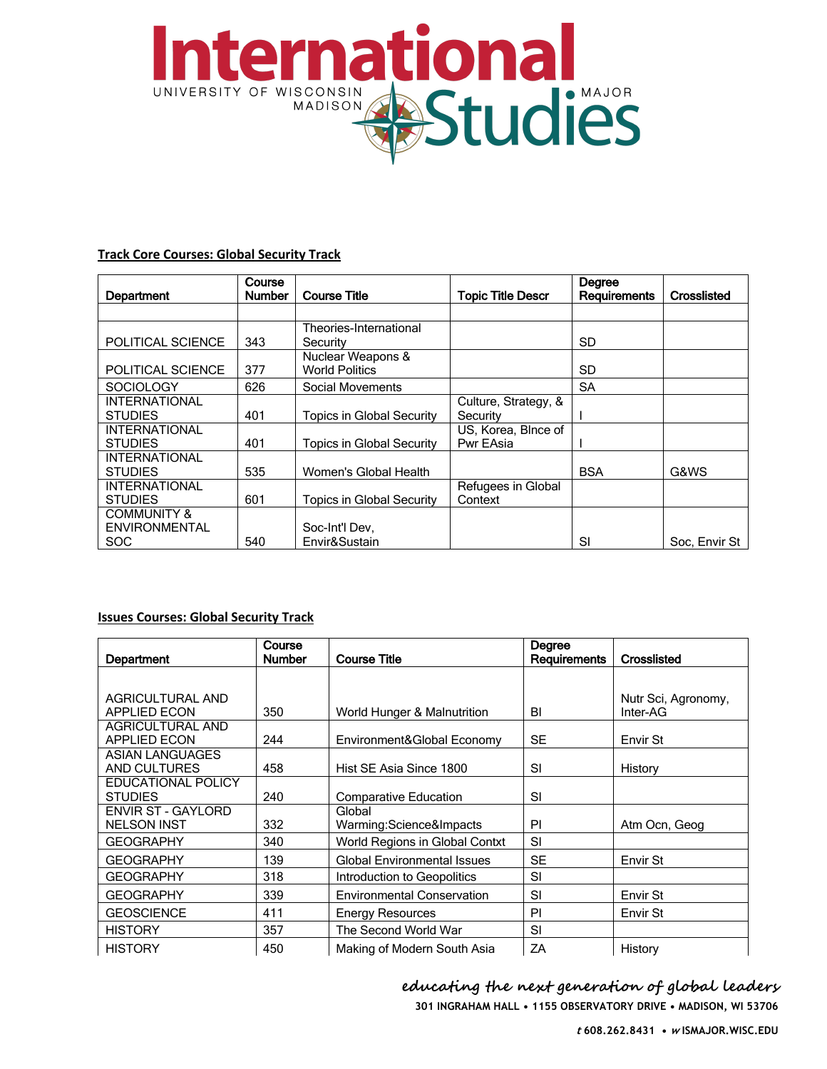# International Studies

UNIVERSITY OF WISCONSIN MADISON MAJOR

**Track Core Courses: Global Security Track**

| Department | Course Number | Course Title | Topic Title Descr | Degree Requirements | Crosslisted |
|---|---|---|---|---|---|
| | | | | | |
| POLITICAL SCIENCE | 343 | Theories-International Security | | SD | |
| POLITICAL SCIENCE | 377 | Nuclear Weapons & World Politics | | SD | |
| SOCIOLOGY | 626 | Social Movements | | SA | |
| INTERNATIONAL STUDIES | 401 | Topics in Global Security | Culture, Strategy, & Security | I | |
| INTERNATIONAL STUDIES | 401 | Topics in Global Security | US, Korea, Blnce of Pwr EAsia | I | |
| INTERNATIONAL STUDIES | 535 | Women's Global Health | | BSA | G&WS |
| INTERNATIONAL STUDIES | 601 | Topics in Global Security | Refugees in Global Context | | |
| COMMUNITY & ENVIRONMENTAL SOC | 540 | Soc-Int'l Dev, Envir&Sustain | | SI | Soc, Envir St |

**Issues Courses: Global Security Track**

| Department | Course Number | Course Title | Degree Requirements | Crosslisted |
|---|---|---|---|---|
| AGRICULTURAL AND APPLIED ECON | 350 | World Hunger & Malnutrition | BI | Nutr Sci, Agronomy, Inter-AG |
| AGRICULTURAL AND APPLIED ECON | 244 | Environment&Global Economy | SE | Envir St |
| ASIAN LANGUAGES AND CULTURES | 458 | Hist SE Asia Since 1800 | SI | History |
| EDUCATIONAL POLICY STUDIES | 240 | Comparative Education | SI | |
| ENVIR ST - GAYLORD NELSON INST | 332 | Global Warming:Science&Impacts | PI | Atm Ocn, Geog |
| GEOGRAPHY | 340 | World Regions in Global Contxt | SI | |
| GEOGRAPHY | 139 | Global Environmental Issues | SE | Envir St |
| GEOGRAPHY | 318 | Introduction to Geopolitics | SI | |
| GEOGRAPHY | 339 | Environmental Conservation | SI | Envir St |
| GEOSCIENCE | 411 | Energy Resources | PI | Envir St |
| HISTORY | 357 | The Second World War | SI | |
| HISTORY | 450 | Making of Modern South Asia | ZA | History |

*educating the next generation of global leaders*

**301 INGRAHAM HALL • 1155 OBSERVATORY DRIVE • MADISON, WI 53706**

**t 608.262.8431 • w ISMAJOR.WISC.EDU**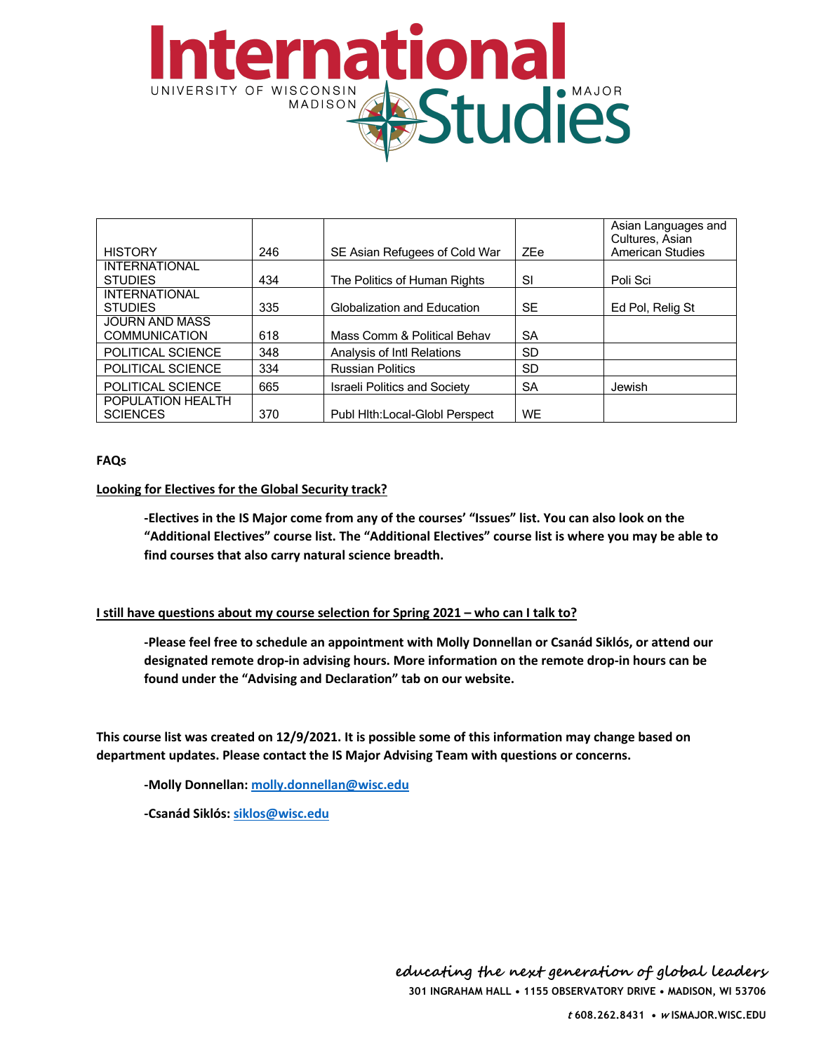| | | | | |
|---|---|---|---|---|
| HISTORY | 246 | SE Asian Refugees of Cold War | ZEe | Asian Languages and Cultures, Asian American Studies |
| INTERNATIONAL STUDIES | 434 | The Politics of Human Rights | SI | Poli Sci |
| INTERNATIONAL STUDIES | 335 | Globalization and Education | SE | Ed Pol, Relig St |
| JOURN AND MASS COMMUNICATION | 618 | Mass Comm & Political Behav | SA | |
| POLITICAL SCIENCE | 348 | Analysis of Intl Relations | SD | |
| POLITICAL SCIENCE | 334 | Russian Politics | SD | |
| POLITICAL SCIENCE | 665 | Israeli Politics and Society | SA | Jewish |
| POPULATION HEALTH SCIENCES | 370 | Publ Hlth:Local-Globl Perspect | WE | |

**FAQs**

**Looking for Electives for the Global Security track?**

> **-Electives in the IS Major come from any of the courses' "Issues" list. You can also look on the "Additional Electives" course list. The "Additional Electives" course list is where you may be able to find courses that also carry natural science breadth.**

**I still have questions about my course selection for Spring 2021 – who can I talk to?**

> **-Please feel free to schedule an appointment with Molly Donnellan or Csanád Siklós, or attend our designated remote drop-in advising hours. More information on the remote drop-in hours can be found under the "Advising and Declaration" tab on our website.**

**This course list was created on 12/9/2021. It is possible some of this information may change based on department updates. Please contact the IS Major Advising Team with questions or concerns.**

> **-Molly Donnellan: molly.donnellan@wisc.edu**
>
> **-Csanád Siklós: siklos@wisc.edu**

*educating the next generation of global leaders*

**301 INGRAHAM HALL • 1155 OBSERVATORY DRIVE • MADISON, WI 53706**

***t*** **608.262.8431 •** ***w*** **ISMAJOR.WISC.EDU**